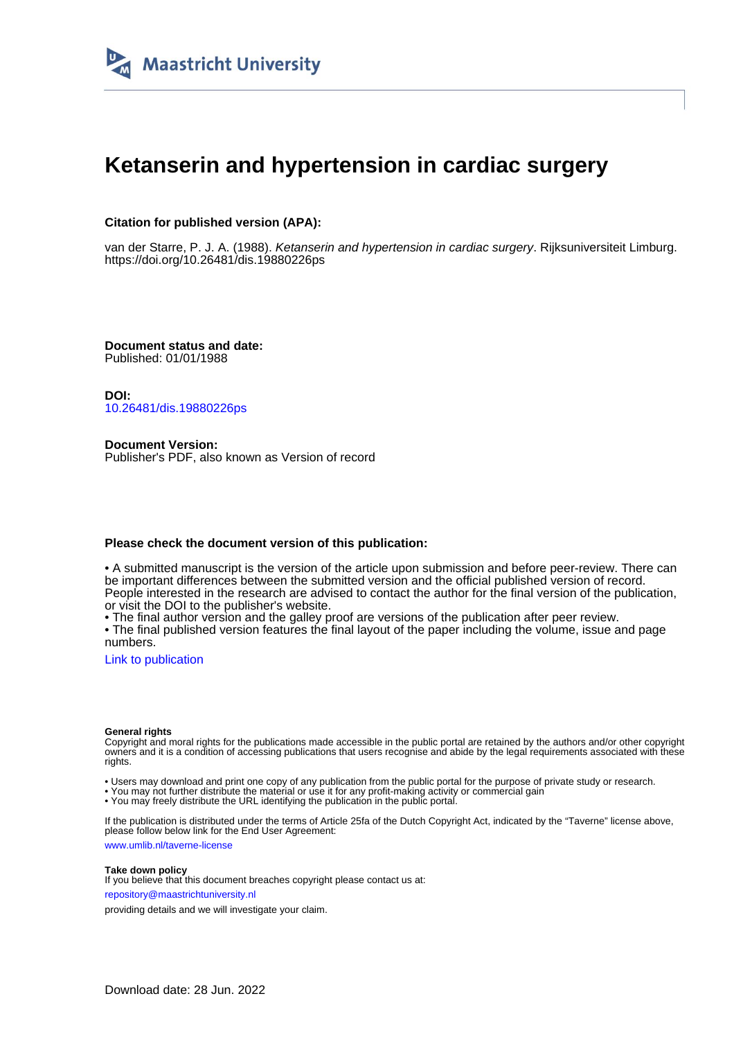Maastricht University

# Ketanserin and hypertension in cardiac surgery

**Citation for published version (APA):**

van der Starre, P. J. A. (1988). *Ketanserin and hypertension in cardiac surgery*. Rijksuniversiteit Limburg. https://doi.org/10.26481/dis.19880226ps

**Document status and date:**
Published: 01/01/1988

**DOI:**
10.26481/dis.19880226ps

**Document Version:**
Publisher's PDF, also known as Version of record

**Please check the document version of this publication:**

• A submitted manuscript is the version of the article upon submission and before peer-review. There can be important differences between the submitted version and the official published version of record. People interested in the research are advised to contact the author for the final version of the publication, or visit the DOI to the publisher's website.
• The final author version and the galley proof are versions of the publication after peer review.
• The final published version features the final layout of the paper including the volume, issue and page numbers.

Link to publication

**General rights**
Copyright and moral rights for the publications made accessible in the public portal are retained by the authors and/or other copyright owners and it is a condition of accessing publications that users recognise and abide by the legal requirements associated with these rights.

• Users may download and print one copy of any publication from the public portal for the purpose of private study or research.
• You may not further distribute the material or use it for any profit-making activity or commercial gain
• You may freely distribute the URL identifying the publication in the public portal.

If the publication is distributed under the terms of Article 25fa of the Dutch Copyright Act, indicated by the "Taverne" license above, please follow below link for the End User Agreement:

www.umlib.nl/taverne-license

**Take down policy**
If you believe that this document breaches copyright please contact us at:

repository@maastrichtuniversity.nl

providing details and we will investigate your claim.

Download date: 28 Jun. 2022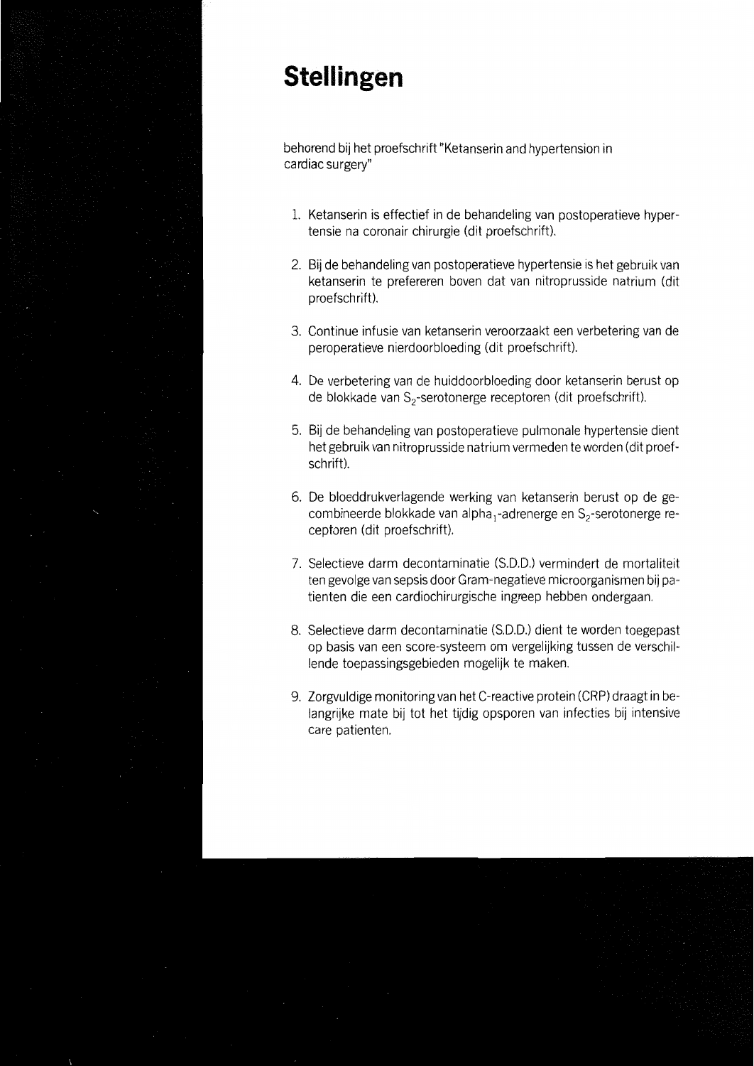# Stellingen

behorend bij het proefschrift "Ketanserin and hypertension in cardiac surgery"

1. Ketanserin is effectief in de behandeling van postoperatieve hypertensie na coronair chirurgie (dit proefschrift).

2. Bij de behandeling van postoperatieve hypertensie is het gebruik van ketanserin te prefereren boven dat van nitroprusside natrium (dit proefschrift).

3. Continue infusie van ketanserin veroorzaakt een verbetering van de peroperatieve nierdoorbloeding (dit proefschrift).

4. De verbetering van de huiddoorbloeding door ketanserin berust op de blokkade van $S_2$-serotonerge receptoren (dit proefschrift).

5. Bij de behandeling van postoperatieve pulmonale hypertensie dient het gebruik van nitroprusside natrium vermeden te worden (dit proefschrift).

6. De bloeddrukverlagende werking van ketanserin berust op de gecombineerde blokkade van $alpha_1$-adrenerge en $S_2$-serotonerge receptoren (dit proefschrift).

7. Selectieve darm decontaminatie (S.D.D.) vermindert de mortaliteit ten gevolge van sepsis door Gram-negatieve microorganismen bij patienten die een cardiochirurgische ingreep hebben ondergaan.

8. Selectieve darm decontaminatie (S.D.D.) dient te worden toegepast op basis van een score-systeem om vergelijking tussen de verschillende toepassingsgebieden mogelijk te maken.

9. Zorgvuldige monitoring van het C-reactive protein (CRP) draagt in belangrijke mate bij tot het tijdig opsporen van infecties bij intensive care patienten.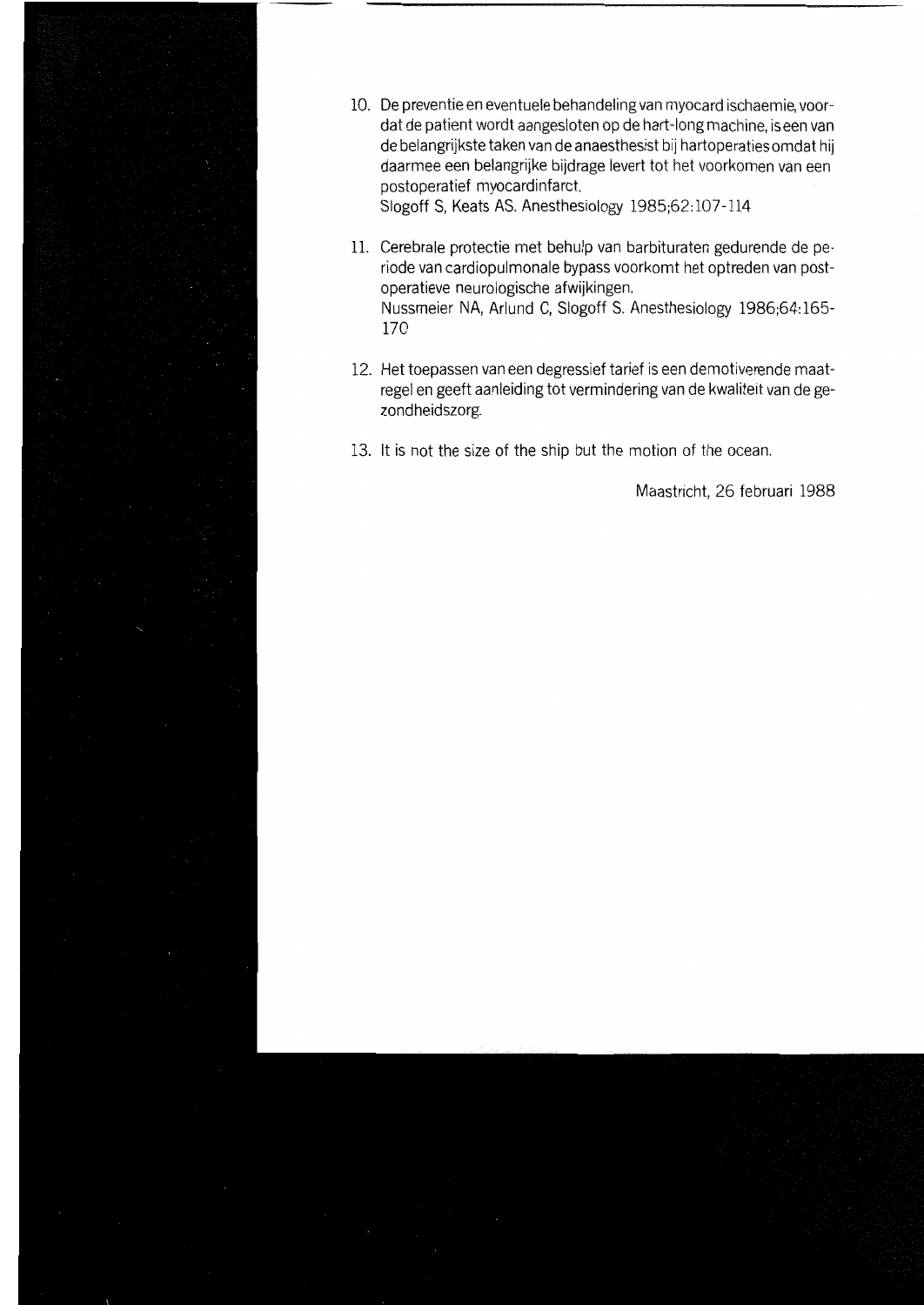10. De preventie en eventuele behandeling van myocard ischaemie, voordat de patient wordt aangesloten op de hart-long machine, is een van de belangrijkste taken van de anaesthesist bij hartoperaties omdat hij daarmee een belangrijke bijdrage levert tot het voorkomen van een postoperatief myocardinfarct.
    Slogoff S, Keats AS. Anesthesiology 1985;62:107-114

11. Cerebrale protectie met behulp van barbituraten gedurende de periode van cardiopulmonale bypass voorkomt het optreden van postoperatieve neurologische afwijkingen.
    Nussmeier NA, Arlund C, Slogoff S. Anesthesiology 1986;64:165-170

12. Het toepassen van een degressief tarief is een demotiverende maatregel en geeft aanleiding tot vermindering van de kwaliteit van de gezondheidszorg.

13. It is not the size of the ship but the motion of the ocean.

Maastricht, 26 februari 1988